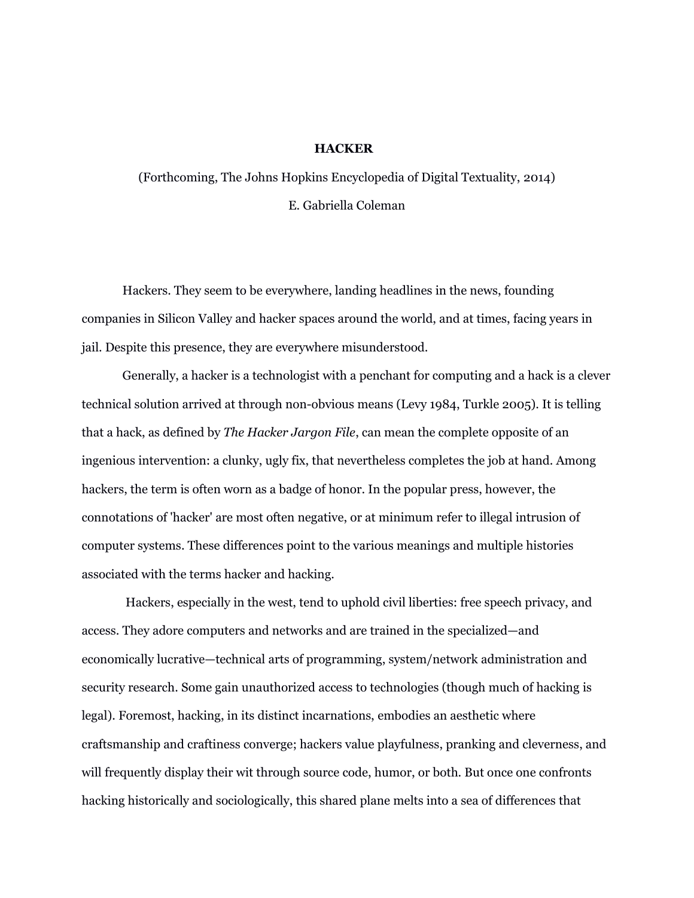# HACKER

(Forthcoming, The Johns Hopkins Encyclopedia of Digital Textuality, 2014)

E. Gabriella Coleman

Hackers. They seem to be everywhere, landing headlines in the news, founding companies in Silicon Valley and hacker spaces around the world, and at times, facing years in jail. Despite this presence, they are everywhere misunderstood.

Generally, a hacker is a technologist with a penchant for computing and a hack is a clever technical solution arrived at through non-obvious means (Levy 1984, Turkle 2005). It is telling that a hack, as defined by *The Hacker Jargon File*, can mean the complete opposite of an ingenious intervention: a clunky, ugly fix, that nevertheless completes the job at hand. Among hackers, the term is often worn as a badge of honor. In the popular press, however, the connotations of 'hacker' are most often negative, or at minimum refer to illegal intrusion of computer systems. These differences point to the various meanings and multiple histories associated with the terms hacker and hacking.

Hackers, especially in the west, tend to uphold civil liberties: free speech privacy, and access. They adore computers and networks and are trained in the specialized—and economically lucrative—technical arts of programming, system/network administration and security research. Some gain unauthorized access to technologies (though much of hacking is legal). Foremost, hacking, in its distinct incarnations, embodies an aesthetic where craftsmanship and craftiness converge; hackers value playfulness, pranking and cleverness, and will frequently display their wit through source code, humor, or both. But once one confronts hacking historically and sociologically, this shared plane melts into a sea of differences that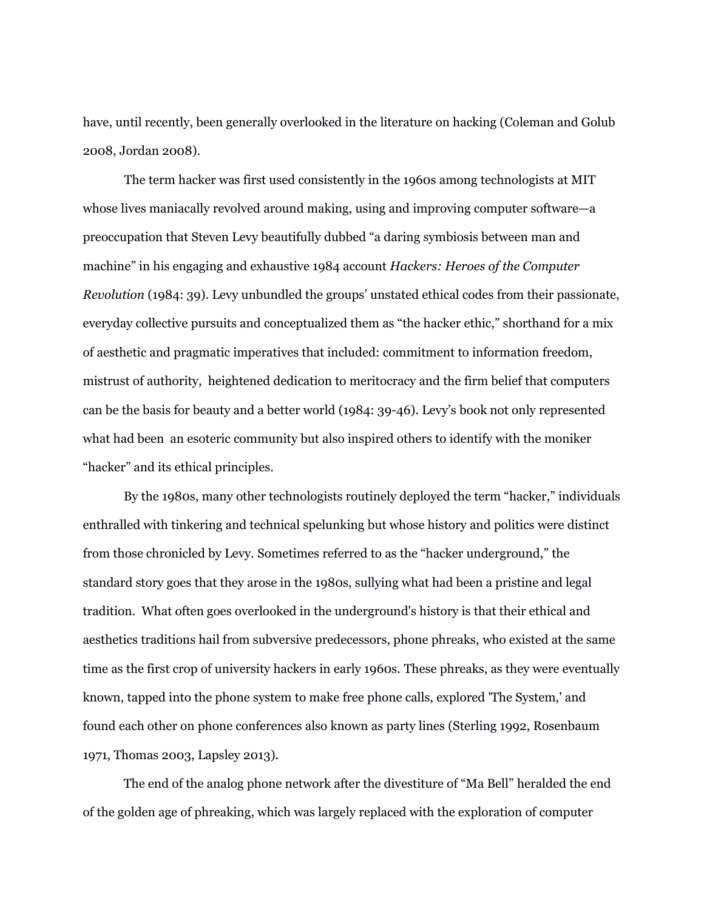have, until recently, been generally overlooked in the literature on hacking (Coleman and Golub 2008, Jordan 2008).

The term hacker was first used consistently in the 1960s among technologists at MIT whose lives maniacally revolved around making, using and improving computer software—a preoccupation that Steven Levy beautifully dubbed "a daring symbiosis between man and machine" in his engaging and exhaustive 1984 account *Hackers: Heroes of the Computer Revolution* (1984: 39). Levy unbundled the groups' unstated ethical codes from their passionate, everyday collective pursuits and conceptualized them as "the hacker ethic," shorthand for a mix of aesthetic and pragmatic imperatives that included: commitment to information freedom, mistrust of authority, heightened dedication to meritocracy and the firm belief that computers can be the basis for beauty and a better world (1984: 39-46). Levy's book not only represented what had been an esoteric community but also inspired others to identify with the moniker "hacker" and its ethical principles.

By the 1980s, many other technologists routinely deployed the term "hacker," individuals enthralled with tinkering and technical spelunking but whose history and politics were distinct from those chronicled by Levy. Sometimes referred to as the "hacker underground," the standard story goes that they arose in the 1980s, sullying what had been a pristine and legal tradition. What often goes overlooked in the underground's history is that their ethical and aesthetics traditions hail from subversive predecessors, phone phreaks, who existed at the same time as the first crop of university hackers in early 1960s. These phreaks, as they were eventually known, tapped into the phone system to make free phone calls, explored 'The System,' and found each other on phone conferences also known as party lines (Sterling 1992, Rosenbaum 1971, Thomas 2003, Lapsley 2013).

The end of the analog phone network after the divestiture of "Ma Bell" heralded the end of the golden age of phreaking, which was largely replaced with the exploration of computer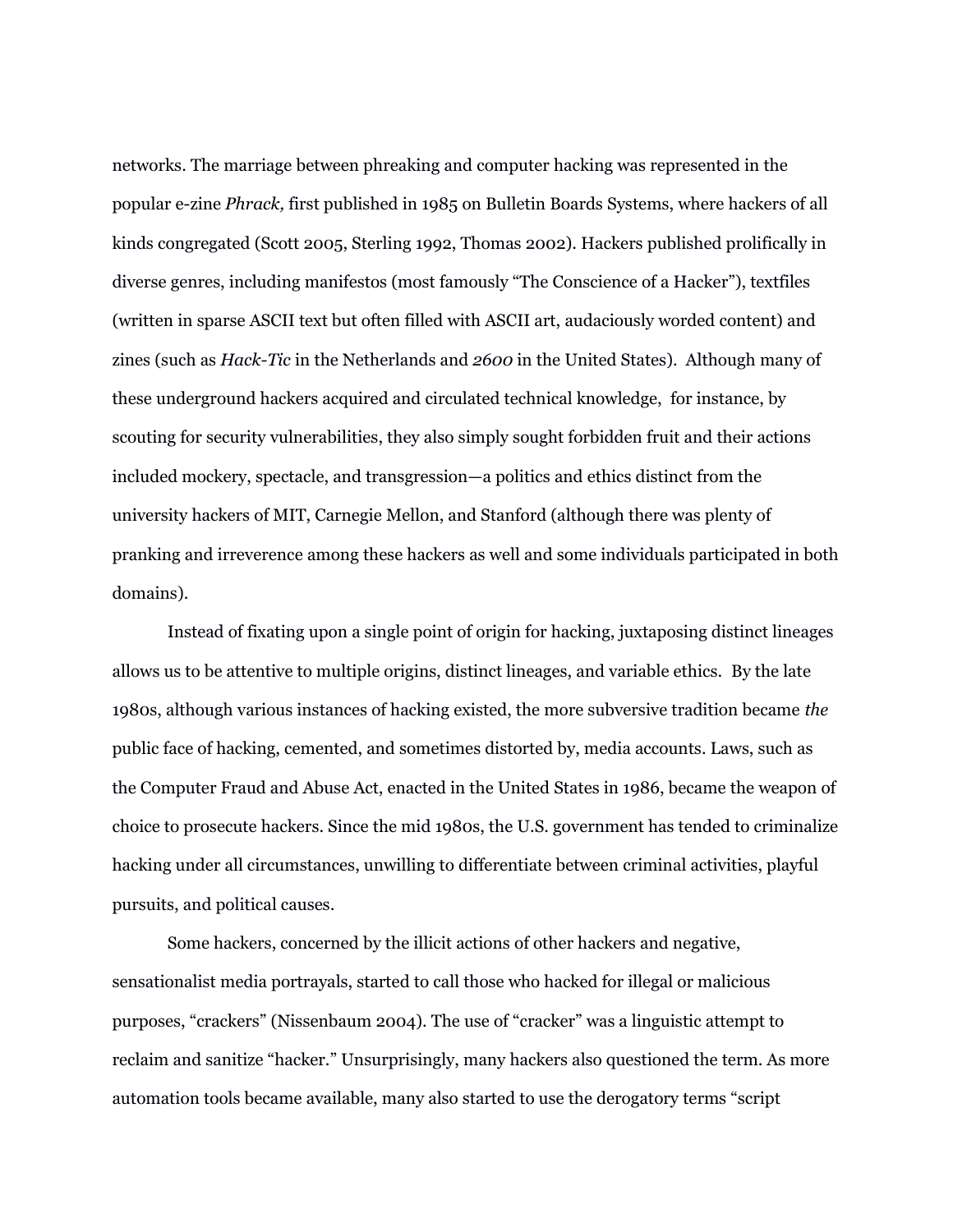networks. The marriage between phreaking and computer hacking was represented in the popular e-zine *Phrack,* first published in 1985 on Bulletin Boards Systems, where hackers of all kinds congregated (Scott 2005, Sterling 1992, Thomas 2002). Hackers published prolifically in diverse genres, including manifestos (most famously "The Conscience of a Hacker"), textfiles (written in sparse ASCII text but often filled with ASCII art, audaciously worded content) and zines (such as *Hack-Tic* in the Netherlands and *2600* in the United States). Although many of these underground hackers acquired and circulated technical knowledge, for instance, by scouting for security vulnerabilities, they also simply sought forbidden fruit and their actions included mockery, spectacle, and transgression—a politics and ethics distinct from the university hackers of MIT, Carnegie Mellon, and Stanford (although there was plenty of pranking and irreverence among these hackers as well and some individuals participated in both domains).

Instead of fixating upon a single point of origin for hacking, juxtaposing distinct lineages allows us to be attentive to multiple origins, distinct lineages, and variable ethics. By the late 1980s, although various instances of hacking existed, the more subversive tradition became *the* public face of hacking, cemented, and sometimes distorted by, media accounts. Laws, such as the Computer Fraud and Abuse Act, enacted in the United States in 1986, became the weapon of choice to prosecute hackers. Since the mid 1980s, the U.S. government has tended to criminalize hacking under all circumstances, unwilling to differentiate between criminal activities, playful pursuits, and political causes.

Some hackers, concerned by the illicit actions of other hackers and negative, sensationalist media portrayals, started to call those who hacked for illegal or malicious purposes, "crackers" (Nissenbaum 2004). The use of "cracker" was a linguistic attempt to reclaim and sanitize "hacker." Unsurprisingly, many hackers also questioned the term. As more automation tools became available, many also started to use the derogatory terms "script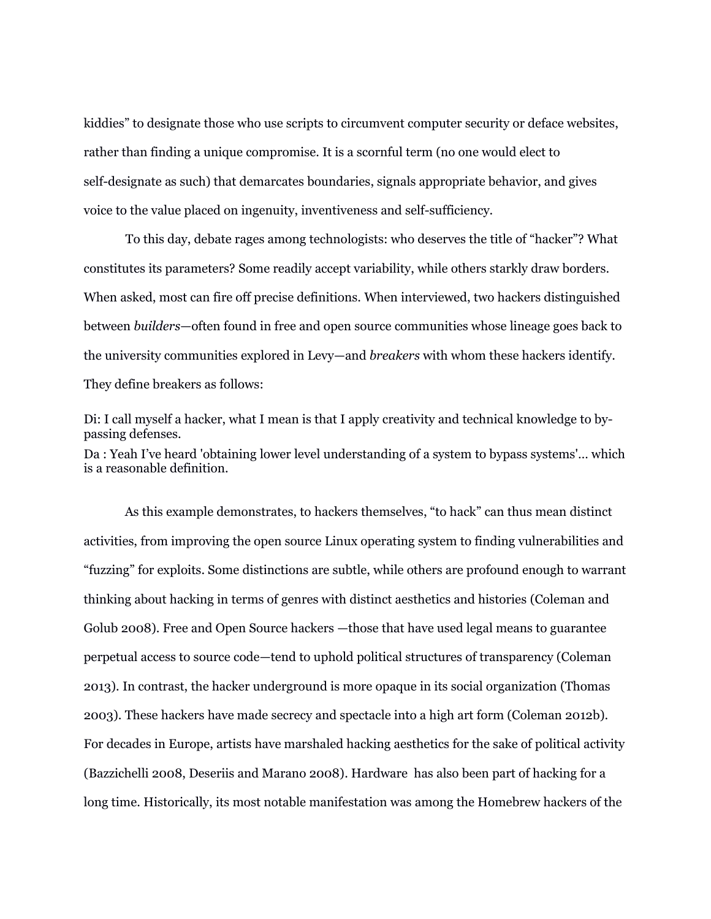kiddies" to designate those who use scripts to circumvent computer security or deface websites, rather than finding a unique compromise. It is a scornful term (no one would elect to self-designate as such) that demarcates boundaries, signals appropriate behavior, and gives voice to the value placed on ingenuity, inventiveness and self-sufficiency.

To this day, debate rages among technologists: who deserves the title of "hacker"? What constitutes its parameters? Some readily accept variability, while others starkly draw borders. When asked, most can fire off precise definitions. When interviewed, two hackers distinguished between *builders*—often found in free and open source communities whose lineage goes back to the university communities explored in Levy—and *breakers* with whom these hackers identify. They define breakers as follows:

Di: I call myself a hacker, what I mean is that I apply creativity and technical knowledge to bypassing defenses.
Da : Yeah I've heard 'obtaining lower level understanding of a system to bypass systems'... which is a reasonable definition.

As this example demonstrates, to hackers themselves, "to hack" can thus mean distinct activities, from improving the open source Linux operating system to finding vulnerabilities and "fuzzing" for exploits. Some distinctions are subtle, while others are profound enough to warrant thinking about hacking in terms of genres with distinct aesthetics and histories (Coleman and Golub 2008). Free and Open Source hackers —those that have used legal means to guarantee perpetual access to source code—tend to uphold political structures of transparency (Coleman 2013). In contrast, the hacker underground is more opaque in its social organization (Thomas 2003). These hackers have made secrecy and spectacle into a high art form (Coleman 2012b). For decades in Europe, artists have marshaled hacking aesthetics for the sake of political activity (Bazzichelli 2008, Deseriis and Marano 2008). Hardware has also been part of hacking for a long time. Historically, its most notable manifestation was among the Homebrew hackers of the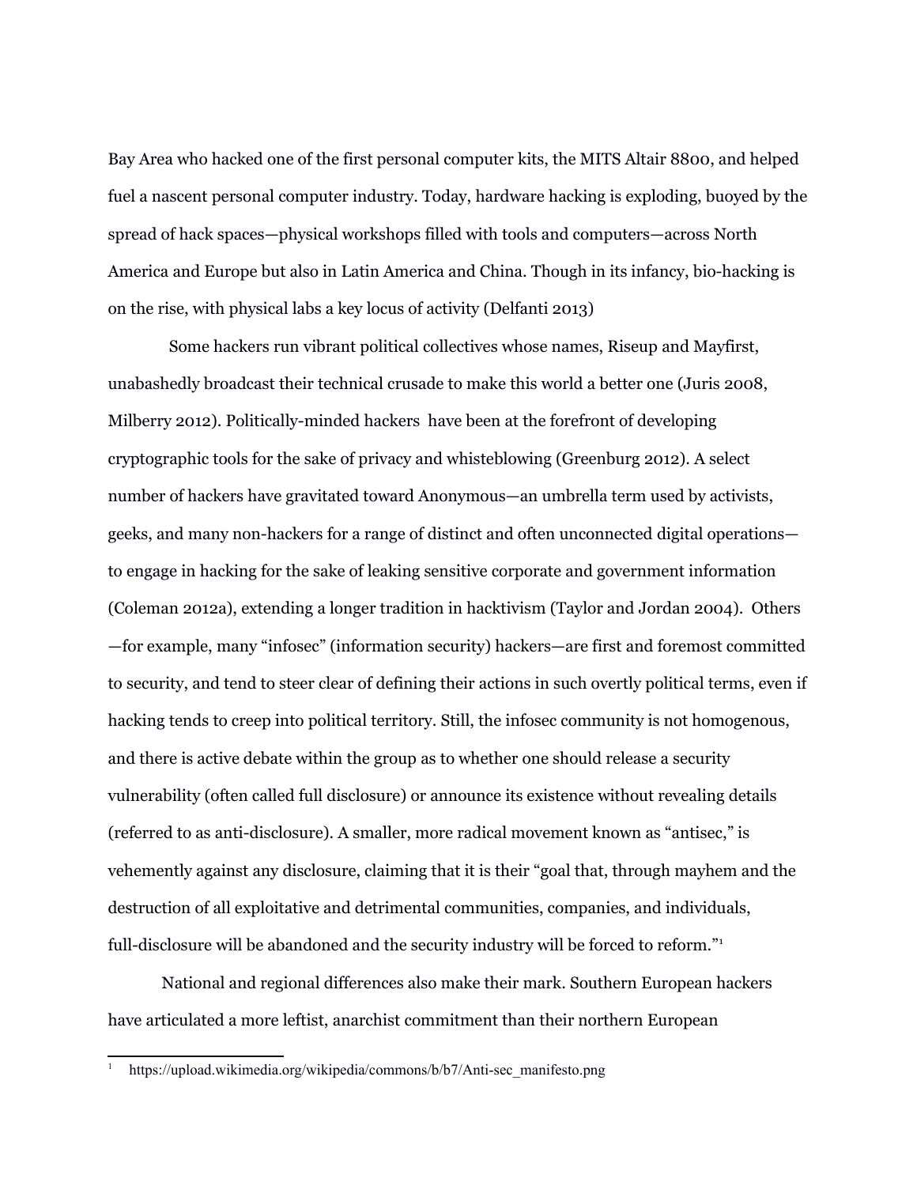Bay Area who hacked one of the first personal computer kits, the MITS Altair 8800, and helped fuel a nascent personal computer industry. Today, hardware hacking is exploding, buoyed by the spread of hack spaces—physical workshops filled with tools and computers—across North America and Europe but also in Latin America and China. Though in its infancy, bio-hacking is on the rise, with physical labs a key locus of activity (Delfanti 2013)

Some hackers run vibrant political collectives whose names, Riseup and Mayfirst, unabashedly broadcast their technical crusade to make this world a better one (Juris 2008, Milberry 2012). Politically-minded hackers have been at the forefront of developing cryptographic tools for the sake of privacy and whisteblowing (Greenburg 2012). A select number of hackers have gravitated toward Anonymous—an umbrella term used by activists, geeks, and many non-hackers for a range of distinct and often unconnected digital operations—to engage in hacking for the sake of leaking sensitive corporate and government information (Coleman 2012a), extending a longer tradition in hacktivism (Taylor and Jordan 2004). Others—for example, many "infosec" (information security) hackers—are first and foremost committed to security, and tend to steer clear of defining their actions in such overtly political terms, even if hacking tends to creep into political territory. Still, the infosec community is not homogenous, and there is active debate within the group as to whether one should release a security vulnerability (often called full disclosure) or announce its existence without revealing details (referred to as anti-disclosure). A smaller, more radical movement known as "antisec," is vehemently against any disclosure, claiming that it is their "goal that, through mayhem and the destruction of all exploitative and detrimental communities, companies, and individuals, full-disclosure will be abandoned and the security industry will be forced to reform."[1]

National and regional differences also make their mark. Southern European hackers have articulated a more leftist, anarchist commitment than their northern European

[1] https://upload.wikimedia.org/wikipedia/commons/b/b7/Anti-sec_manifesto.png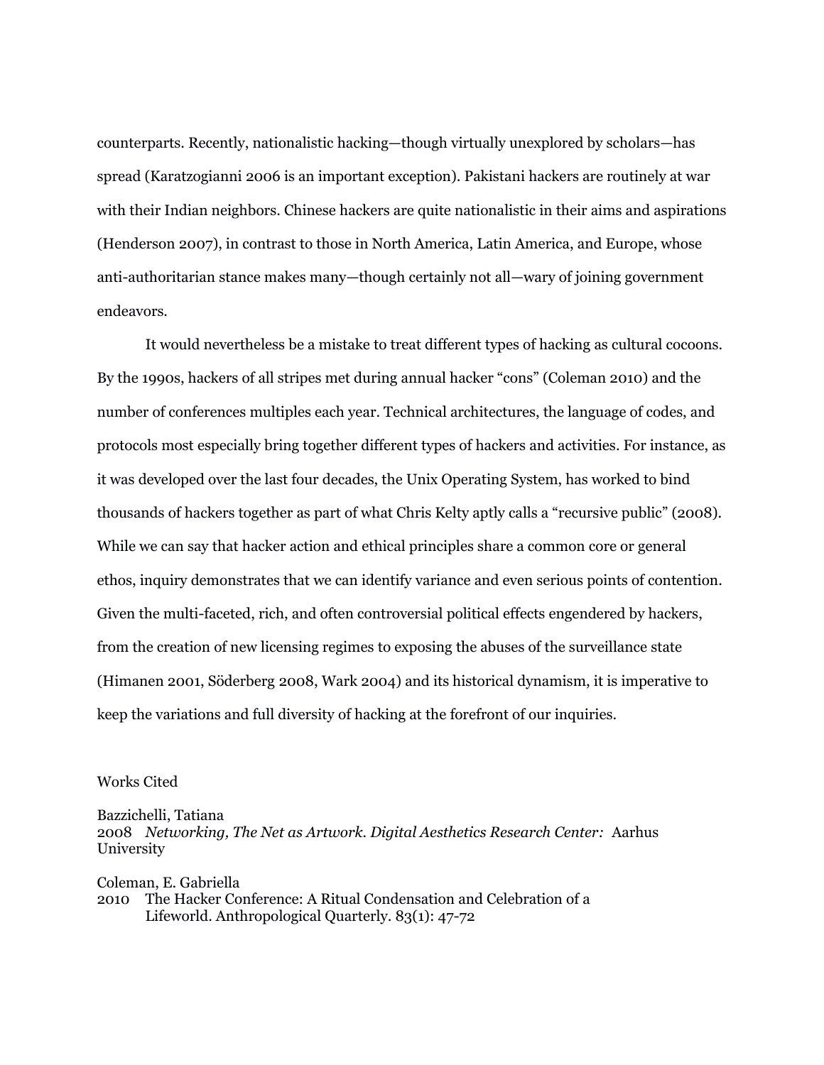counterparts. Recently, nationalistic hacking—though virtually unexplored by scholars—has spread (Karatzogianni 2006 is an important exception). Pakistani hackers are routinely at war with their Indian neighbors. Chinese hackers are quite nationalistic in their aims and aspirations (Henderson 2007), in contrast to those in North America, Latin America, and Europe, whose anti-authoritarian stance makes many—though certainly not all—wary of joining government endeavors.

It would nevertheless be a mistake to treat different types of hacking as cultural cocoons. By the 1990s, hackers of all stripes met during annual hacker "cons" (Coleman 2010) and the number of conferences multiples each year. Technical architectures, the language of codes, and protocols most especially bring together different types of hackers and activities. For instance, as it was developed over the last four decades, the Unix Operating System, has worked to bind thousands of hackers together as part of what Chris Kelty aptly calls a "recursive public" (2008). While we can say that hacker action and ethical principles share a common core or general ethos, inquiry demonstrates that we can identify variance and even serious points of contention. Given the multi-faceted, rich, and often controversial political effects engendered by hackers, from the creation of new licensing regimes to exposing the abuses of the surveillance state (Himanen 2001, Söderberg 2008, Wark 2004) and its historical dynamism, it is imperative to keep the variations and full diversity of hacking at the forefront of our inquiries.

Works Cited

Bazzichelli, Tatiana
2008 *Networking, The Net as Artwork. Digital Aesthetics Research Center:* Aarhus University

Coleman, E. Gabriella
2010 The Hacker Conference: A Ritual Condensation and Celebration of a Lifeworld. Anthropological Quarterly. 83(1): 47-72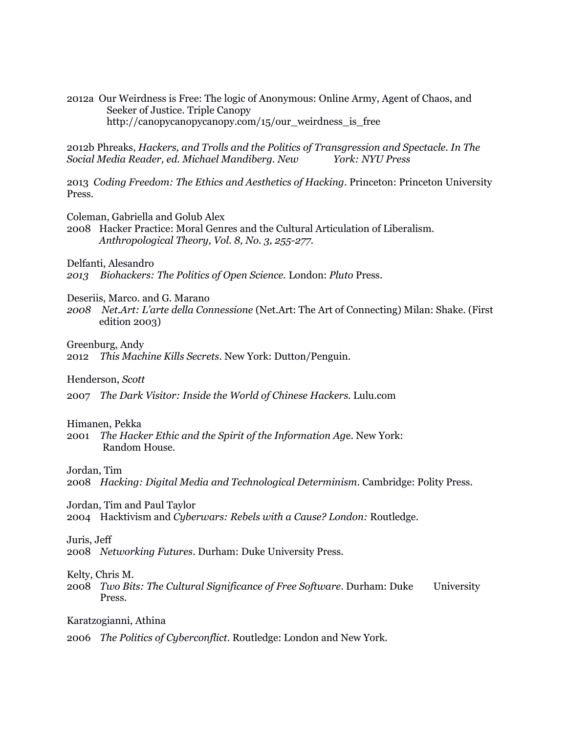2012a Our Weirdness is Free: The logic of Anonymous: Online Army, Agent of Chaos, and Seeker of Justice. Triple Canopy http://canopycanopycanopy.com/15/our_weirdness_is_free

2012b Phreaks, *Hackers, and Trolls and the Politics of Transgression and Spectacle. In The Social Media Reader, ed. Michael Mandiberg. New York: NYU Press*

2013 *Coding Freedom: The Ethics and Aesthetics of Hacking*. Princeton: Princeton University Press.

Coleman, Gabriella and Golub Alex
2008 Hacker Practice: Moral Genres and the Cultural Articulation of Liberalism. *Anthropological Theory, Vol. 8, No. 3, 255-277.*

Delfanti, Alesandro
*2013* *Biohackers: The Politics of Open Science.* London: *Pluto* Press.

Deseriis, Marco. and G. Marano
*2008* *Net.Art: L'arte della Connessione* (Net.Art: The Art of Connecting) Milan: Shake. (First edition 2003)

Greenburg, Andy
2012 *This Machine Kills Secrets*. New York: Dutton/Penguin.

Henderson, *Scott*

2007 *The Dark Visitor: Inside the World of Chinese Hackers.* Lulu.com

Himanen, Pekka
2001 *The Hacker Ethic and the Spirit of the Information Ag*e. New York: Random House.

Jordan, Tim
2008 *Hacking: Digital Media and Technological Determinism*. Cambridge: Polity Press.

Jordan, Tim and Paul Taylor
2004 Hacktivism and *Cyberwars: Rebels with a Cause? London:* Routledge.

Juris, Jeff
2008 *Networking Futures*. Durham: Duke University Press.

Kelty, Chris M.
2008 *Two Bits: The Cultural Significance of Free Software*. Durham: Duke University Press.

Karatzogianni, Athina

2006 *The Politics of Cyberconflict*. Routledge: London and New York.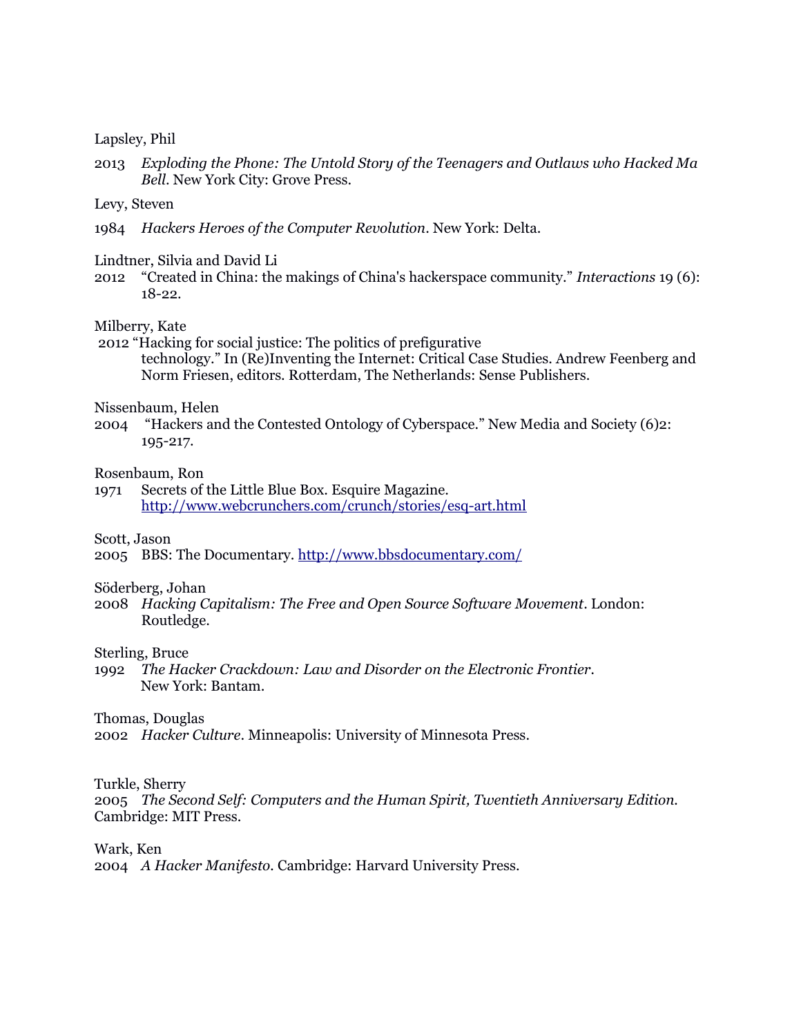Lapsley, Phil

2013 *Exploding the Phone: The Untold Story of the Teenagers and Outlaws who Hacked Ma Bell*. New York City: Grove Press.

Levy, Steven

1984 *Hackers Heroes of the Computer Revolution*. New York: Delta.

Lindtner, Silvia and David Li

2012 "Created in China: the makings of China's hackerspace community." *Interactions* 19 (6): 18-22.

Milberry, Kate

2012 "Hacking for social justice: The politics of prefigurative technology." In (Re)Inventing the Internet: Critical Case Studies. Andrew Feenberg and Norm Friesen, editors. Rotterdam, The Netherlands: Sense Publishers.

Nissenbaum, Helen

2004 "Hackers and the Contested Ontology of Cyberspace." New Media and Society (6)2: 195-217.

Rosenbaum, Ron

1971 Secrets of the Little Blue Box. Esquire Magazine. http://www.webcrunchers.com/crunch/stories/esq-art.html

Scott, Jason

2005 BBS: The Documentary. http://www.bbsdocumentary.com/

Söderberg, Johan

2008 *Hacking Capitalism: The Free and Open Source Software Movement*. London: Routledge.

Sterling, Bruce

1992 *The Hacker Crackdown: Law and Disorder on the Electronic Frontier*. New York: Bantam.

Thomas, Douglas

2002 *Hacker Culture*. Minneapolis: University of Minnesota Press.

Turkle, Sherry

2005 *The Second Self: Computers and the Human Spirit, Twentieth Anniversary Edition*. Cambridge: MIT Press.

Wark, Ken

2004 *A Hacker Manifesto*. Cambridge: Harvard University Press.